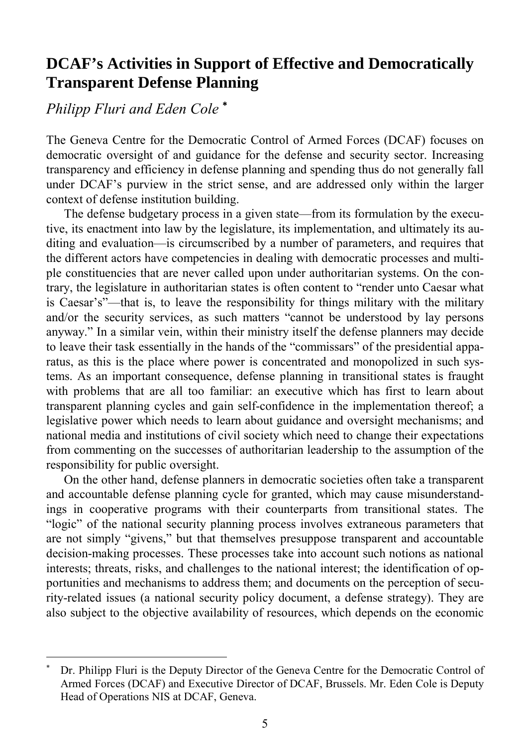# DCAF's Activities in Support of Effective and Democratically Transparent Defense Planning

*Philipp Fluri and Eden Cole* [*]

The Geneva Centre for the Democratic Control of Armed Forces (DCAF) focuses on democratic oversight of and guidance for the defense and security sector. Increasing transparency and efficiency in defense planning and spending thus do not generally fall under DCAF's purview in the strict sense, and are addressed only within the larger context of defense institution building.

The defense budgetary process in a given state—from its formulation by the executive, its enactment into law by the legislature, its implementation, and ultimately its auditing and evaluation—is circumscribed by a number of parameters, and requires that the different actors have competencies in dealing with democratic processes and multiple constituencies that are never called upon under authoritarian systems. On the contrary, the legislature in authoritarian states is often content to "render unto Caesar what is Caesar's"—that is, to leave the responsibility for things military with the military and/or the security services, as such matters "cannot be understood by lay persons anyway." In a similar vein, within their ministry itself the defense planners may decide to leave their task essentially in the hands of the "commissars" of the presidential apparatus, as this is the place where power is concentrated and monopolized in such systems. As an important consequence, defense planning in transitional states is fraught with problems that are all too familiar: an executive which has first to learn about transparent planning cycles and gain self-confidence in the implementation thereof; a legislative power which needs to learn about guidance and oversight mechanisms; and national media and institutions of civil society which need to change their expectations from commenting on the successes of authoritarian leadership to the assumption of the responsibility for public oversight.

On the other hand, defense planners in democratic societies often take a transparent and accountable defense planning cycle for granted, which may cause misunderstandings in cooperative programs with their counterparts from transitional states. The "logic" of the national security planning process involves extraneous parameters that are not simply "givens," but that themselves presuppose transparent and accountable decision-making processes. These processes take into account such notions as national interests; threats, risks, and challenges to the national interest; the identification of opportunities and mechanisms to address them; and documents on the perception of security-related issues (a national security policy document, a defense strategy). They are also subject to the objective availability of resources, which depends on the economic

[*] Dr. Philipp Fluri is the Deputy Director of the Geneva Centre for the Democratic Control of Armed Forces (DCAF) and Executive Director of DCAF, Brussels. Mr. Eden Cole is Deputy Head of Operations NIS at DCAF, Geneva.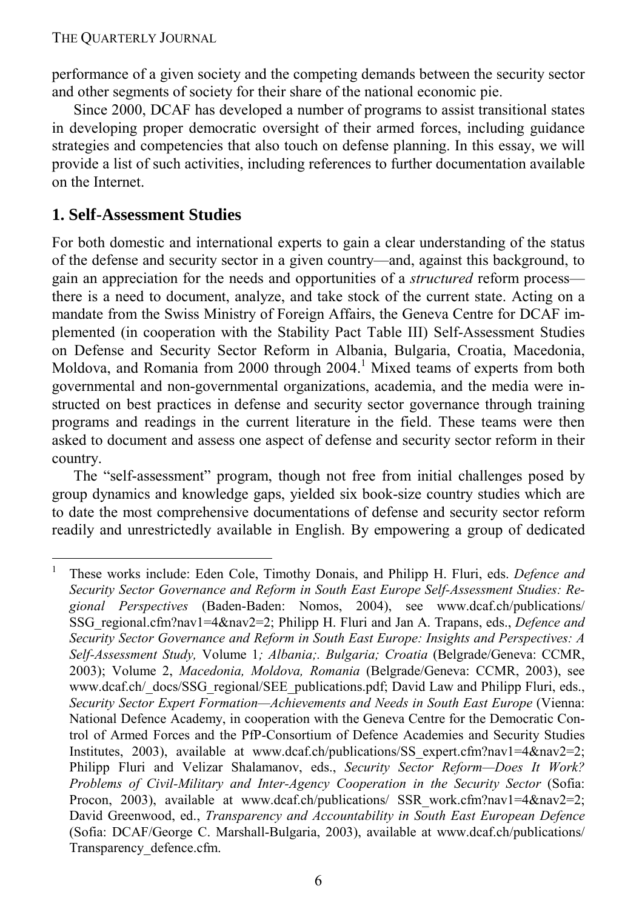performance of a given society and the competing demands between the security sector and other segments of society for their share of the national economic pie.

Since 2000, DCAF has developed a number of programs to assist transitional states in developing proper democratic oversight of their armed forces, including guidance strategies and competencies that also touch on defense planning. In this essay, we will provide a list of such activities, including references to further documentation available on the Internet.

## 1. Self-Assessment Studies

For both domestic and international experts to gain a clear understanding of the status of the defense and security sector in a given country—and, against this background, to gain an appreciation for the needs and opportunities of a *structured* reform process—there is a need to document, analyze, and take stock of the current state. Acting on a mandate from the Swiss Ministry of Foreign Affairs, the Geneva Centre for DCAF implemented (in cooperation with the Stability Pact Table III) Self-Assessment Studies on Defense and Security Sector Reform in Albania, Bulgaria, Croatia, Macedonia, Moldova, and Romania from 2000 through 2004.[1] Mixed teams of experts from both governmental and non-governmental organizations, academia, and the media were instructed on best practices in defense and security sector governance through training programs and readings in the current literature in the field. These teams were then asked to document and assess one aspect of defense and security sector reform in their country.

The "self-assessment" program, though not free from initial challenges posed by group dynamics and knowledge gaps, yielded six book-size country studies which are to date the most comprehensive documentations of defense and security sector reform readily and unrestrictedly available in English. By empowering a group of dedicated

---

[1] These works include: Eden Cole, Timothy Donais, and Philipp H. Fluri, eds. *Defence and Security Sector Governance and Reform in South East Europe Self-Assessment Studies: Regional Perspectives* (Baden-Baden: Nomos, 2004), see www.dcaf.ch/publications/SSG_regional.cfm?nav1=4&nav2=2; Philipp H. Fluri and Jan A. Trapans, eds., *Defence and Security Sector Governance and Reform in South East Europe: Insights and Perspectives: A Self-Assessment Study,* Volume 1*; Albania;. Bulgaria; Croatia* (Belgrade/Geneva: CCMR, 2003); Volume 2, *Macedonia, Moldova, Romania* (Belgrade/Geneva: CCMR, 2003), see www.dcaf.ch/_docs/SSG_regional/SEE_publications.pdf; David Law and Philipp Fluri, eds., *Security Sector Expert Formation—Achievements and Needs in South East Europe* (Vienna: National Defence Academy, in cooperation with the Geneva Centre for the Democratic Control of Armed Forces and the PfP-Consortium of Defence Academies and Security Studies Institutes, 2003), available at www.dcaf.ch/publications/SS_expert.cfm?nav1=4&nav2=2; Philipp Fluri and Velizar Shalamanov, eds., *Security Sector Reform—Does It Work? Problems of Civil-Military and Inter-Agency Cooperation in the Security Sector* (Sofia: Procon, 2003), available at www.dcaf.ch/publications/ SSR_work.cfm?nav1=4&nav2=2; David Greenwood, ed., *Transparency and Accountability in South East European Defence* (Sofia: DCAF/George C. Marshall-Bulgaria, 2003), available at www.dcaf.ch/publications/Transparency_defence.cfm.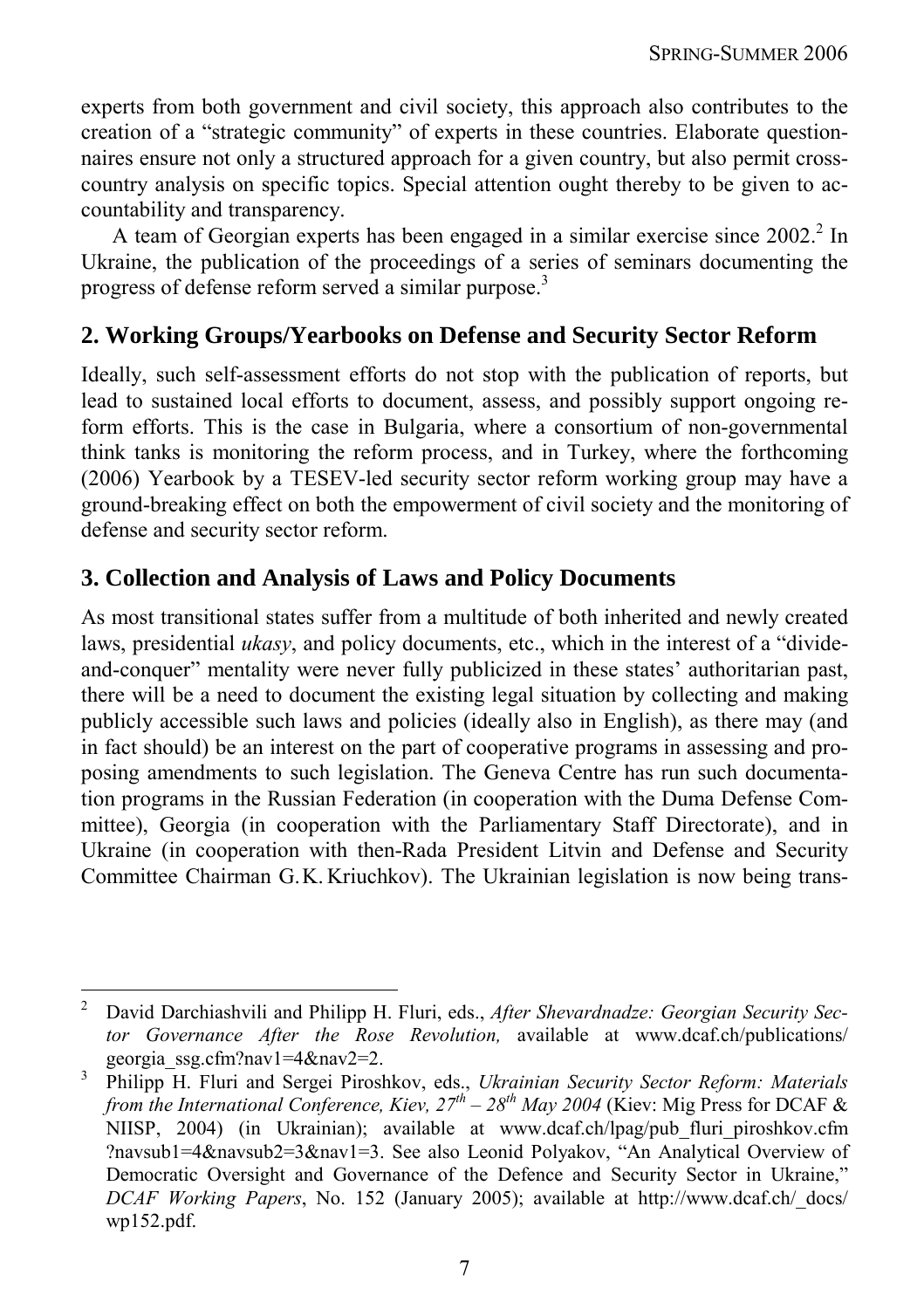experts from both government and civil society, this approach also contributes to the creation of a "strategic community" of experts in these countries. Elaborate questionnaires ensure not only a structured approach for a given country, but also permit cross-country analysis on specific topics. Special attention ought thereby to be given to accountability and transparency.

A team of Georgian experts has been engaged in a similar exercise since 2002.[2] In Ukraine, the publication of the proceedings of a series of seminars documenting the progress of defense reform served a similar purpose.[3]

## 2. Working Groups/Yearbooks on Defense and Security Sector Reform

Ideally, such self-assessment efforts do not stop with the publication of reports, but lead to sustained local efforts to document, assess, and possibly support ongoing reform efforts. This is the case in Bulgaria, where a consortium of non-governmental think tanks is monitoring the reform process, and in Turkey, where the forthcoming (2006) Yearbook by a TESEV-led security sector reform working group may have a ground-breaking effect on both the empowerment of civil society and the monitoring of defense and security sector reform.

## 3. Collection and Analysis of Laws and Policy Documents

As most transitional states suffer from a multitude of both inherited and newly created laws, presidential *ukasy*, and policy documents, etc., which in the interest of a "divide-and-conquer" mentality were never fully publicized in these states' authoritarian past, there will be a need to document the existing legal situation by collecting and making publicly accessible such laws and policies (ideally also in English), as there may (and in fact should) be an interest on the part of cooperative programs in assessing and proposing amendments to such legislation. The Geneva Centre has run such documentation programs in the Russian Federation (in cooperation with the Duma Defense Committee), Georgia (in cooperation with the Parliamentary Staff Directorate), and in Ukraine (in cooperation with then-Rada President Litvin and Defense and Security Committee Chairman G.K. Kriuchkov). The Ukrainian legislation is now being trans-

---

[2] David Darchiashvili and Philipp H. Fluri, eds., *After Shevardnadze: Georgian Security Sector Governance After the Rose Revolution,* available at www.dcaf.ch/publications/georgia_ssg.cfm?nav1=4&nav2=2.

[3] Philipp H. Fluri and Sergei Piroshkov, eds., *Ukrainian Security Sector Reform: Materials from the International Conference, Kiev, 27th – 28th May 2004* (Kiev: Mig Press for DCAF & NIISP, 2004) (in Ukrainian); available at www.dcaf.ch/lpag/pub_fluri_piroshkov.cfm?navsub1=4&navsub2=3&nav1=3. See also Leonid Polyakov, "An Analytical Overview of Democratic Oversight and Governance of the Defence and Security Sector in Ukraine," *DCAF Working Papers*, No. 152 (January 2005); available at http://www.dcaf.ch/_docs/wp152.pdf.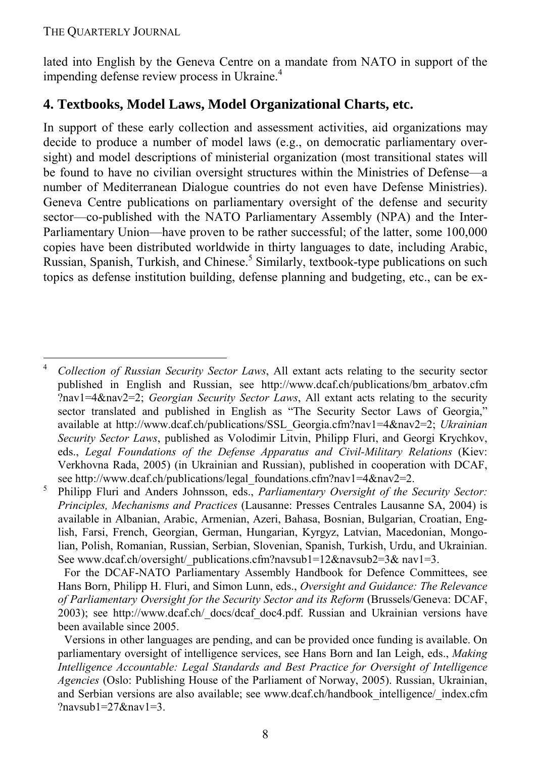lated into English by the Geneva Centre on a mandate from NATO in support of the impending defense review process in Ukraine.[4]

## 4. Textbooks, Model Laws, Model Organizational Charts, etc.

In support of these early collection and assessment activities, aid organizations may decide to produce a number of model laws (e.g., on democratic parliamentary oversight) and model descriptions of ministerial organization (most transitional states will be found to have no civilian oversight structures within the Ministries of Defense—a number of Mediterranean Dialogue countries do not even have Defense Ministries). Geneva Centre publications on parliamentary oversight of the defense and security sector—co-published with the NATO Parliamentary Assembly (NPA) and the Inter-Parliamentary Union—have proven to be rather successful; of the latter, some 100,000 copies have been distributed worldwide in thirty languages to date, including Arabic, Russian, Spanish, Turkish, and Chinese.[5] Similarly, textbook-type publications on such topics as defense institution building, defense planning and budgeting, etc., can be ex-

---

[4] *Collection of Russian Security Sector Laws*, All extant acts relating to the security sector published in English and Russian, see http://www.dcaf.ch/publications/bm_arbatov.cfm ?nav1=4&nav2=2; *Georgian Security Sector Laws*, All extant acts relating to the security sector translated and published in English as "The Security Sector Laws of Georgia," available at http://www.dcaf.ch/publications/SSL_Georgia.cfm?nav1=4&nav2=2; *Ukrainian Security Sector Laws*, published as Volodimir Litvin, Philipp Fluri, and Georgi Krychkov, eds., *Legal Foundations of the Defense Apparatus and Civil-Military Relations* (Kiev: Verkhovna Rada, 2005) (in Ukrainian and Russian), published in cooperation with DCAF, see http://www.dcaf.ch/publications/legal_foundations.cfm?nav1=4&nav2=2.

[5] Philipp Fluri and Anders Johnsson, eds., *Parliamentary Oversight of the Security Sector: Principles, Mechanisms and Practices* (Lausanne: Presses Centrales Lausanne SA, 2004) is available in Albanian, Arabic, Armenian, Azeri, Bahasa, Bosnian, Bulgarian, Croatian, English, Farsi, French, Georgian, German, Hungarian, Kyrgyz, Latvian, Macedonian, Mongolian, Polish, Romanian, Russian, Serbian, Slovenian, Spanish, Turkish, Urdu, and Ukrainian. See www.dcaf.ch/oversight/_publications.cfm?navsub1=12&navsub2=3& nav1=3.

For the DCAF-NATO Parliamentary Assembly Handbook for Defence Committees, see Hans Born, Philipp H. Fluri, and Simon Lunn, eds., *Oversight and Guidance: The Relevance of Parliamentary Oversight for the Security Sector and its Reform* (Brussels/Geneva: DCAF, 2003); see http://www.dcaf.ch/_docs/dcaf_doc4.pdf. Russian and Ukrainian versions have been available since 2005.

Versions in other languages are pending, and can be provided once funding is available. On parliamentary oversight of intelligence services, see Hans Born and Ian Leigh, eds., *Making Intelligence Accountable: Legal Standards and Best Practice for Oversight of Intelligence Agencies* (Oslo: Publishing House of the Parliament of Norway, 2005). Russian, Ukrainian, and Serbian versions are also available; see www.dcaf.ch/handbook_intelligence/_index.cfm ?navsub1=27&nav1=3.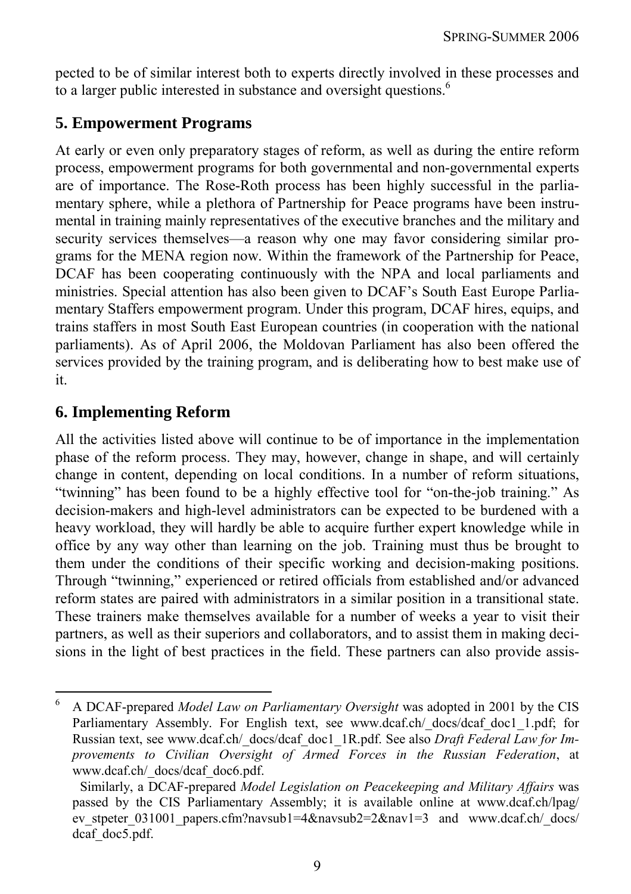pected to be of similar interest both to experts directly involved in these processes and to a larger public interested in substance and oversight questions.[6]

## 5. Empowerment Programs

At early or even only preparatory stages of reform, as well as during the entire reform process, empowerment programs for both governmental and non-governmental experts are of importance. The Rose-Roth process has been highly successful in the parliamentary sphere, while a plethora of Partnership for Peace programs have been instrumental in training mainly representatives of the executive branches and the military and security services themselves—a reason why one may favor considering similar programs for the MENA region now. Within the framework of the Partnership for Peace, DCAF has been cooperating continuously with the NPA and local parliaments and ministries. Special attention has also been given to DCAF's South East Europe Parliamentary Staffers empowerment program. Under this program, DCAF hires, equips, and trains staffers in most South East European countries (in cooperation with the national parliaments). As of April 2006, the Moldovan Parliament has also been offered the services provided by the training program, and is deliberating how to best make use of it.

## 6. Implementing Reform

All the activities listed above will continue to be of importance in the implementation phase of the reform process. They may, however, change in shape, and will certainly change in content, depending on local conditions. In a number of reform situations, "twinning" has been found to be a highly effective tool for "on-the-job training." As decision-makers and high-level administrators can be expected to be burdened with a heavy workload, they will hardly be able to acquire further expert knowledge while in office by any way other than learning on the job. Training must thus be brought to them under the conditions of their specific working and decision-making positions. Through "twinning," experienced or retired officials from established and/or advanced reform states are paired with administrators in a similar position in a transitional state. These trainers make themselves available for a number of weeks a year to visit their partners, as well as their superiors and collaborators, and to assist them in making decisions in the light of best practices in the field. These partners can also provide assis-

---

[6] A DCAF-prepared *Model Law on Parliamentary Oversight* was adopted in 2001 by the CIS Parliamentary Assembly. For English text, see www.dcaf.ch/_docs/dcaf_doc1_1.pdf; for Russian text, see www.dcaf.ch/_docs/dcaf_doc1_1R.pdf. See also *Draft Federal Law for Improvements to Civilian Oversight of Armed Forces in the Russian Federation*, at www.dcaf.ch/_docs/dcaf_doc6.pdf.

Similarly, a DCAF-prepared *Model Legislation on Peacekeeping and Military Affairs* was passed by the CIS Parliamentary Assembly; it is available online at www.dcaf.ch/lpag/ev_stpeter_031001_papers.cfm?navsub1=4&navsub2=2&nav1=3 and www.dcaf.ch/_docs/dcaf_doc5.pdf.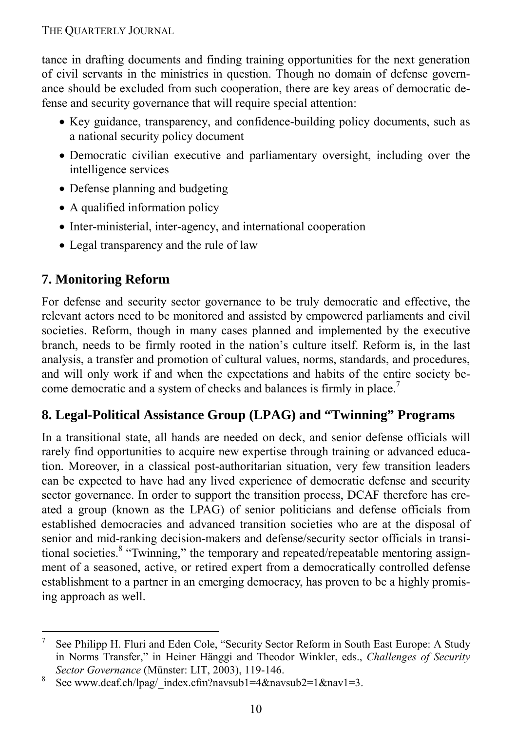tance in drafting documents and finding training opportunities for the next generation of civil servants in the ministries in question. Though no domain of defense governance should be excluded from such cooperation, there are key areas of democratic defense and security governance that will require special attention:

- Key guidance, transparency, and confidence-building policy documents, such as a national security policy document
- Democratic civilian executive and parliamentary oversight, including over the intelligence services
- Defense planning and budgeting
- A qualified information policy
- Inter-ministerial, inter-agency, and international cooperation
- Legal transparency and the rule of law

## 7. Monitoring Reform

For defense and security sector governance to be truly democratic and effective, the relevant actors need to be monitored and assisted by empowered parliaments and civil societies. Reform, though in many cases planned and implemented by the executive branch, needs to be firmly rooted in the nation's culture itself. Reform is, in the last analysis, a transfer and promotion of cultural values, norms, standards, and procedures, and will only work if and when the expectations and habits of the entire society become democratic and a system of checks and balances is firmly in place.[7]

## 8. Legal-Political Assistance Group (LPAG) and "Twinning" Programs

In a transitional state, all hands are needed on deck, and senior defense officials will rarely find opportunities to acquire new expertise through training or advanced education. Moreover, in a classical post-authoritarian situation, very few transition leaders can be expected to have had any lived experience of democratic defense and security sector governance. In order to support the transition process, DCAF therefore has created a group (known as the LPAG) of senior politicians and defense officials from established democracies and advanced transition societies who are at the disposal of senior and mid-ranking decision-makers and defense/security sector officials in transitional societies.[8] "Twinning," the temporary and repeated/repeatable mentoring assignment of a seasoned, active, or retired expert from a democratically controlled defense establishment to a partner in an emerging democracy, has proven to be a highly promising approach as well.

---

[7] See Philipp H. Fluri and Eden Cole, "Security Sector Reform in South East Europe: A Study in Norms Transfer," in Heiner Hänggi and Theodor Winkler, eds., *Challenges of Security Sector Governance* (Münster: LIT, 2003), 119-146.

[8] See www.dcaf.ch/lpag/_index.cfm?navsub1=4&navsub2=1&nav1=3.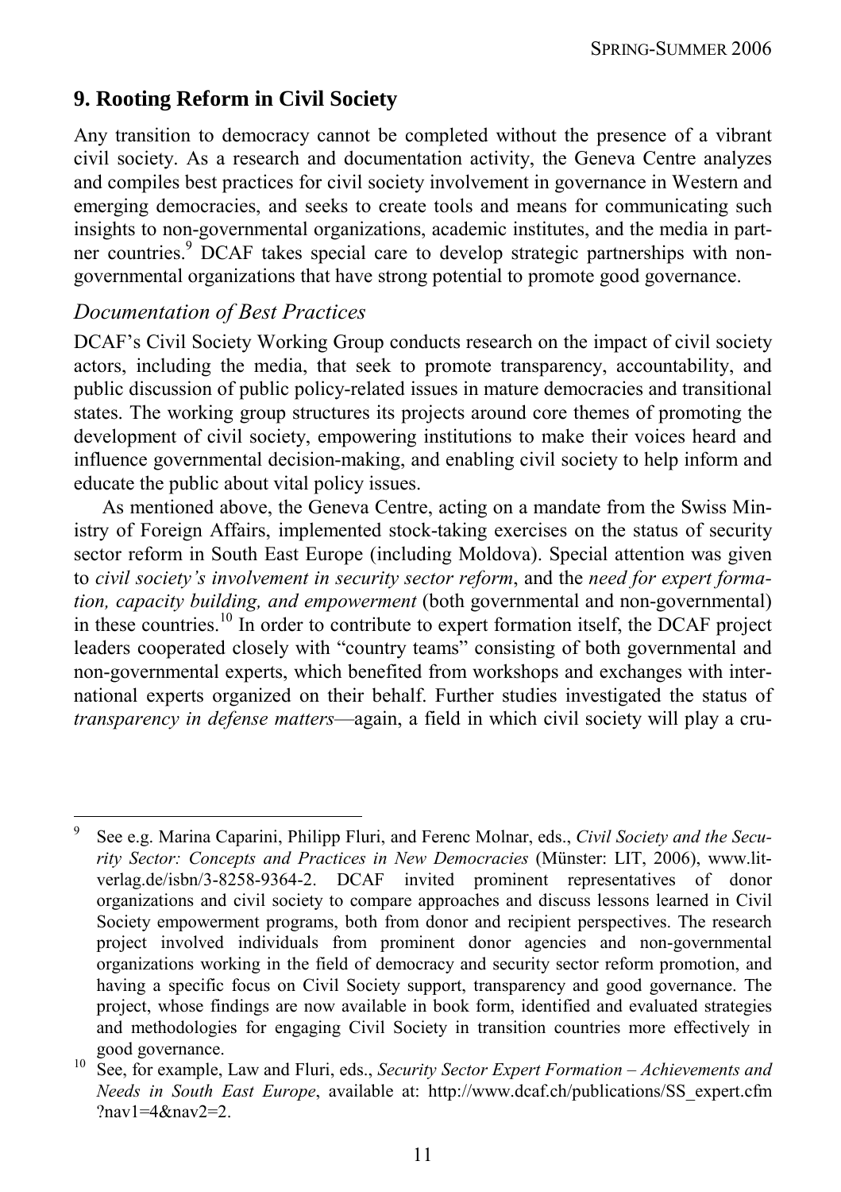## 9. Rooting Reform in Civil Society

Any transition to democracy cannot be completed without the presence of a vibrant civil society. As a research and documentation activity, the Geneva Centre analyzes and compiles best practices for civil society involvement in governance in Western and emerging democracies, and seeks to create tools and means for communicating such insights to non-governmental organizations, academic institutes, and the media in partner countries.[9] DCAF takes special care to develop strategic partnerships with non-governmental organizations that have strong potential to promote good governance.

### *Documentation of Best Practices*

DCAF's Civil Society Working Group conducts research on the impact of civil society actors, including the media, that seek to promote transparency, accountability, and public discussion of public policy-related issues in mature democracies and transitional states. The working group structures its projects around core themes of promoting the development of civil society, empowering institutions to make their voices heard and influence governmental decision-making, and enabling civil society to help inform and educate the public about vital policy issues.

As mentioned above, the Geneva Centre, acting on a mandate from the Swiss Ministry of Foreign Affairs, implemented stock-taking exercises on the status of security sector reform in South East Europe (including Moldova). Special attention was given to *civil society's involvement in security sector reform*, and the *need for expert formation, capacity building, and empowerment* (both governmental and non-governmental) in these countries.[10] In order to contribute to expert formation itself, the DCAF project leaders cooperated closely with "country teams" consisting of both governmental and non-governmental experts, which benefited from workshops and exchanges with international experts organized on their behalf. Further studies investigated the status of *transparency in defense matters*—again, a field in which civil society will play a cru-

---

[9] See e.g. Marina Caparini, Philipp Fluri, and Ferenc Molnar, eds., *Civil Society and the Security Sector: Concepts and Practices in New Democracies* (Münster: LIT, 2006), www.lit-verlag.de/isbn/3-8258-9364-2. DCAF invited prominent representatives of donor organizations and civil society to compare approaches and discuss lessons learned in Civil Society empowerment programs, both from donor and recipient perspectives. The research project involved individuals from prominent donor agencies and non-governmental organizations working in the field of democracy and security sector reform promotion, and having a specific focus on Civil Society support, transparency and good governance. The project, whose findings are now available in book form, identified and evaluated strategies and methodologies for engaging Civil Society in transition countries more effectively in good governance.

[10] See, for example, Law and Fluri, eds., *Security Sector Expert Formation – Achievements and Needs in South East Europe*, available at: http://www.dcaf.ch/publications/SS_expert.cfm?nav1=4&nav2=2.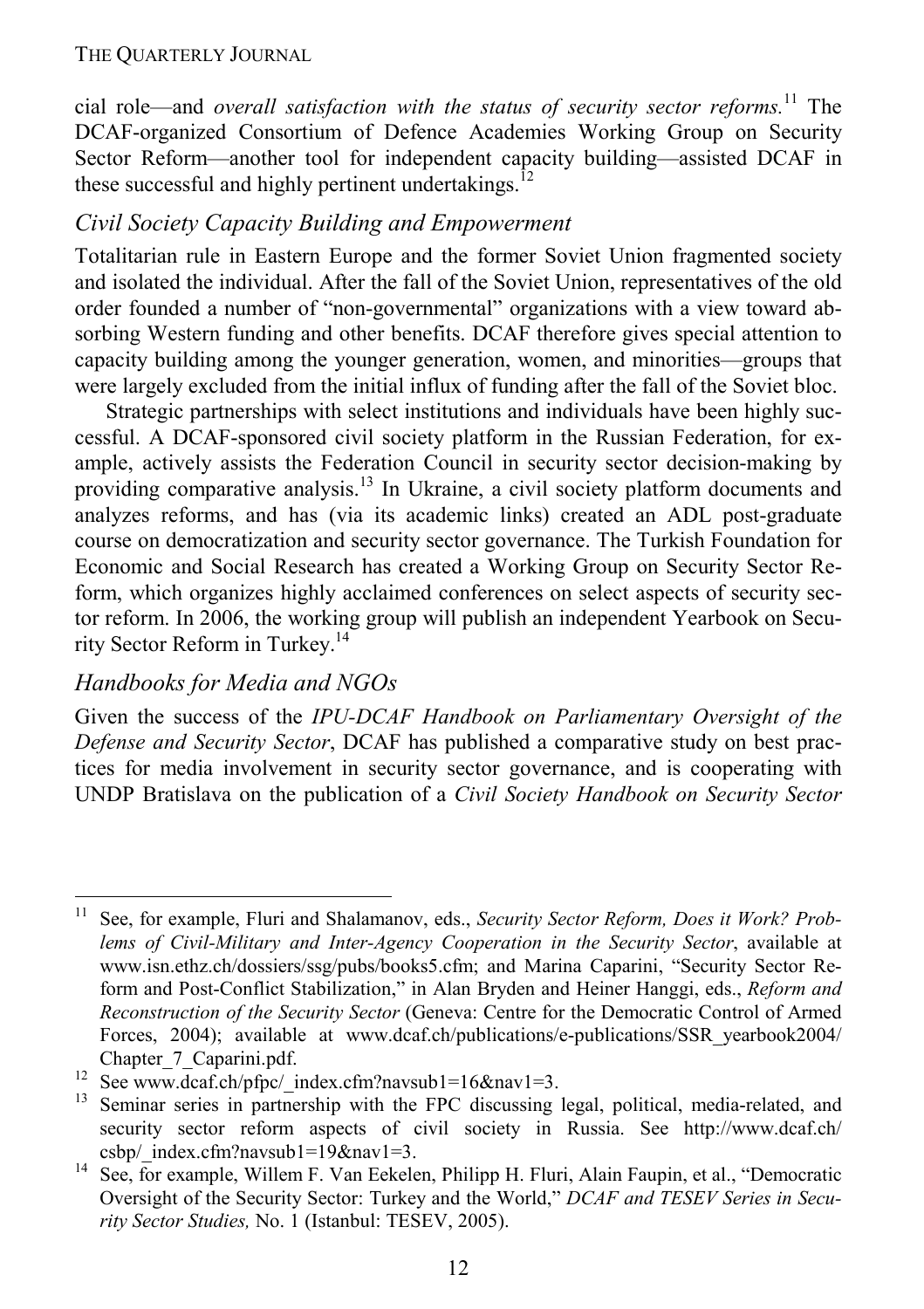cial role—and *overall satisfaction with the status of security sector reforms.*[11] The DCAF-organized Consortium of Defence Academies Working Group on Security Sector Reform—another tool for independent capacity building—assisted DCAF in these successful and highly pertinent undertakings.[12]

### *Civil Society Capacity Building and Empowerment*

Totalitarian rule in Eastern Europe and the former Soviet Union fragmented society and isolated the individual. After the fall of the Soviet Union, representatives of the old order founded a number of "non-governmental" organizations with a view toward absorbing Western funding and other benefits. DCAF therefore gives special attention to capacity building among the younger generation, women, and minorities—groups that were largely excluded from the initial influx of funding after the fall of the Soviet bloc.

Strategic partnerships with select institutions and individuals have been highly successful. A DCAF-sponsored civil society platform in the Russian Federation, for example, actively assists the Federation Council in security sector decision-making by providing comparative analysis.[13] In Ukraine, a civil society platform documents and analyzes reforms, and has (via its academic links) created an ADL post-graduate course on democratization and security sector governance. The Turkish Foundation for Economic and Social Research has created a Working Group on Security Sector Reform, which organizes highly acclaimed conferences on select aspects of security sector reform. In 2006, the working group will publish an independent Yearbook on Security Sector Reform in Turkey.[14]

### *Handbooks for Media and NGOs*

Given the success of the *IPU-DCAF Handbook on Parliamentary Oversight of the Defense and Security Sector*, DCAF has published a comparative study on best practices for media involvement in security sector governance, and is cooperating with UNDP Bratislava on the publication of a *Civil Society Handbook on Security Sector*

---

[11] See, for example, Fluri and Shalamanov, eds., *Security Sector Reform, Does it Work? Problems of Civil-Military and Inter-Agency Cooperation in the Security Sector*, available at www.isn.ethz.ch/dossiers/ssg/pubs/books5.cfm; and Marina Caparini, "Security Sector Reform and Post-Conflict Stabilization," in Alan Bryden and Heiner Hanggi, eds., *Reform and Reconstruction of the Security Sector* (Geneva: Centre for the Democratic Control of Armed Forces, 2004); available at www.dcaf.ch/publications/e-publications/SSR_yearbook2004/Chapter_7_Caparini.pdf.

[12] See www.dcaf.ch/pfpc/_index.cfm?navsub1=16&nav1=3.

[13] Seminar series in partnership with the FPC discussing legal, political, media-related, and security sector reform aspects of civil society in Russia. See http://www.dcaf.ch/csbp/_index.cfm?navsub1=19&nav1=3.

[14] See, for example, Willem F. Van Eekelen, Philipp H. Fluri, Alain Faupin, et al., "Democratic Oversight of the Security Sector: Turkey and the World," *DCAF and TESEV Series in Security Sector Studies,* No. 1 (Istanbul: TESEV, 2005).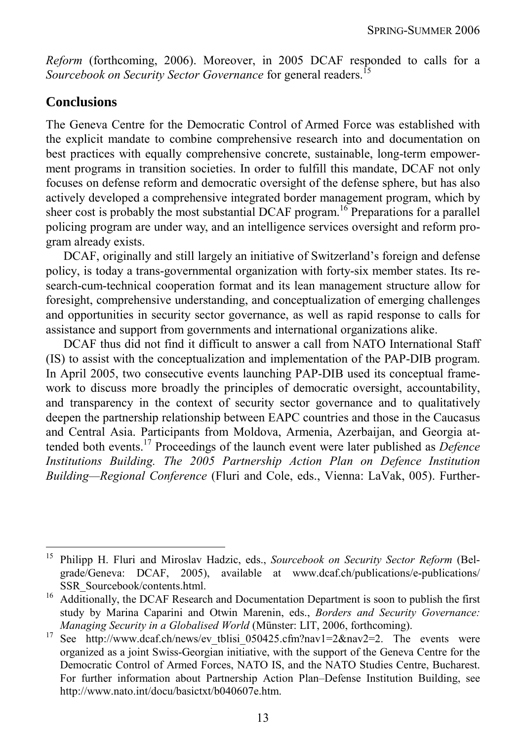*Reform* (forthcoming, 2006). Moreover, in 2005 DCAF responded to calls for a *Sourcebook on Security Sector Governance* for general readers.[15]

## Conclusions

The Geneva Centre for the Democratic Control of Armed Force was established with the explicit mandate to combine comprehensive research into and documentation on best practices with equally comprehensive concrete, sustainable, long-term empowerment programs in transition societies. In order to fulfill this mandate, DCAF not only focuses on defense reform and democratic oversight of the defense sphere, but has also actively developed a comprehensive integrated border management program, which by sheer cost is probably the most substantial DCAF program.[16] Preparations for a parallel policing program are under way, and an intelligence services oversight and reform program already exists.

DCAF, originally and still largely an initiative of Switzerland's foreign and defense policy, is today a trans-governmental organization with forty-six member states. Its research-cum-technical cooperation format and its lean management structure allow for foresight, comprehensive understanding, and conceptualization of emerging challenges and opportunities in security sector governance, as well as rapid response to calls for assistance and support from governments and international organizations alike.

DCAF thus did not find it difficult to answer a call from NATO International Staff (IS) to assist with the conceptualization and implementation of the PAP-DIB program. In April 2005, two consecutive events launching PAP-DIB used its conceptual framework to discuss more broadly the principles of democratic oversight, accountability, and transparency in the context of security sector governance and to qualitatively deepen the partnership relationship between EAPC countries and those in the Caucasus and Central Asia. Participants from Moldova, Armenia, Azerbaijan, and Georgia attended both events.[17] Proceedings of the launch event were later published as *Defence Institutions Building. The 2005 Partnership Action Plan on Defence Institution Building—Regional Conference* (Fluri and Cole, eds., Vienna: LaVak, 005). Further-

---

[15] Philipp H. Fluri and Miroslav Hadzic, eds., *Sourcebook on Security Sector Reform* (Belgrade/Geneva: DCAF, 2005), available at www.dcaf.ch/publications/e-publications/SSR_Sourcebook/contents.html.

[16] Additionally, the DCAF Research and Documentation Department is soon to publish the first study by Marina Caparini and Otwin Marenin, eds., *Borders and Security Governance: Managing Security in a Globalised World* (Münster: LIT, 2006, forthcoming).

[17] See http://www.dcaf.ch/news/ev_tblisi_050425.cfm?nav1=2&nav2=2. The events were organized as a joint Swiss-Georgian initiative, with the support of the Geneva Centre for the Democratic Control of Armed Forces, NATO IS, and the NATO Studies Centre, Bucharest. For further information about Partnership Action Plan–Defense Institution Building, see http://www.nato.int/docu/basictxt/b040607e.htm.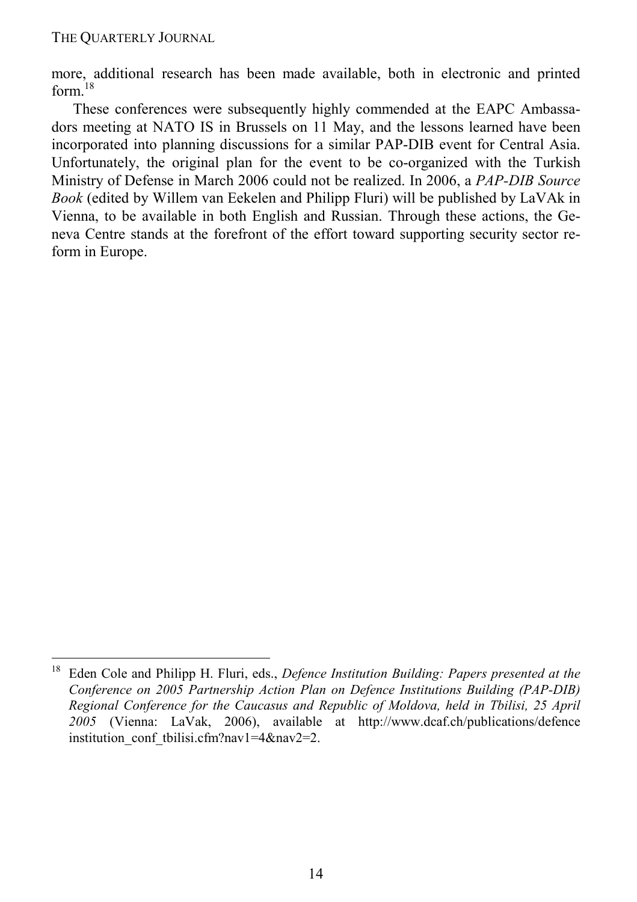more, additional research has been made available, both in electronic and printed form.[18]

These conferences were subsequently highly commended at the EAPC Ambassadors meeting at NATO IS in Brussels on 11 May, and the lessons learned have been incorporated into planning discussions for a similar PAP-DIB event for Central Asia. Unfortunately, the original plan for the event to be co-organized with the Turkish Ministry of Defense in March 2006 could not be realized. In 2006, a *PAP-DIB Source Book* (edited by Willem van Eekelen and Philipp Fluri) will be published by LaVAk in Vienna, to be available in both English and Russian. Through these actions, the Geneva Centre stands at the forefront of the effort toward supporting security sector reform in Europe.

---

[18] Eden Cole and Philipp H. Fluri, eds., *Defence Institution Building: Papers presented at the Conference on 2005 Partnership Action Plan on Defence Institutions Building (PAP-DIB) Regional Conference for the Caucasus and Republic of Moldova, held in Tbilisi, 25 April 2005* (Vienna: LaVak, 2006), available at http://www.dcaf.ch/publications/defence institution_conf_tbilisi.cfm?nav1=4&nav2=2.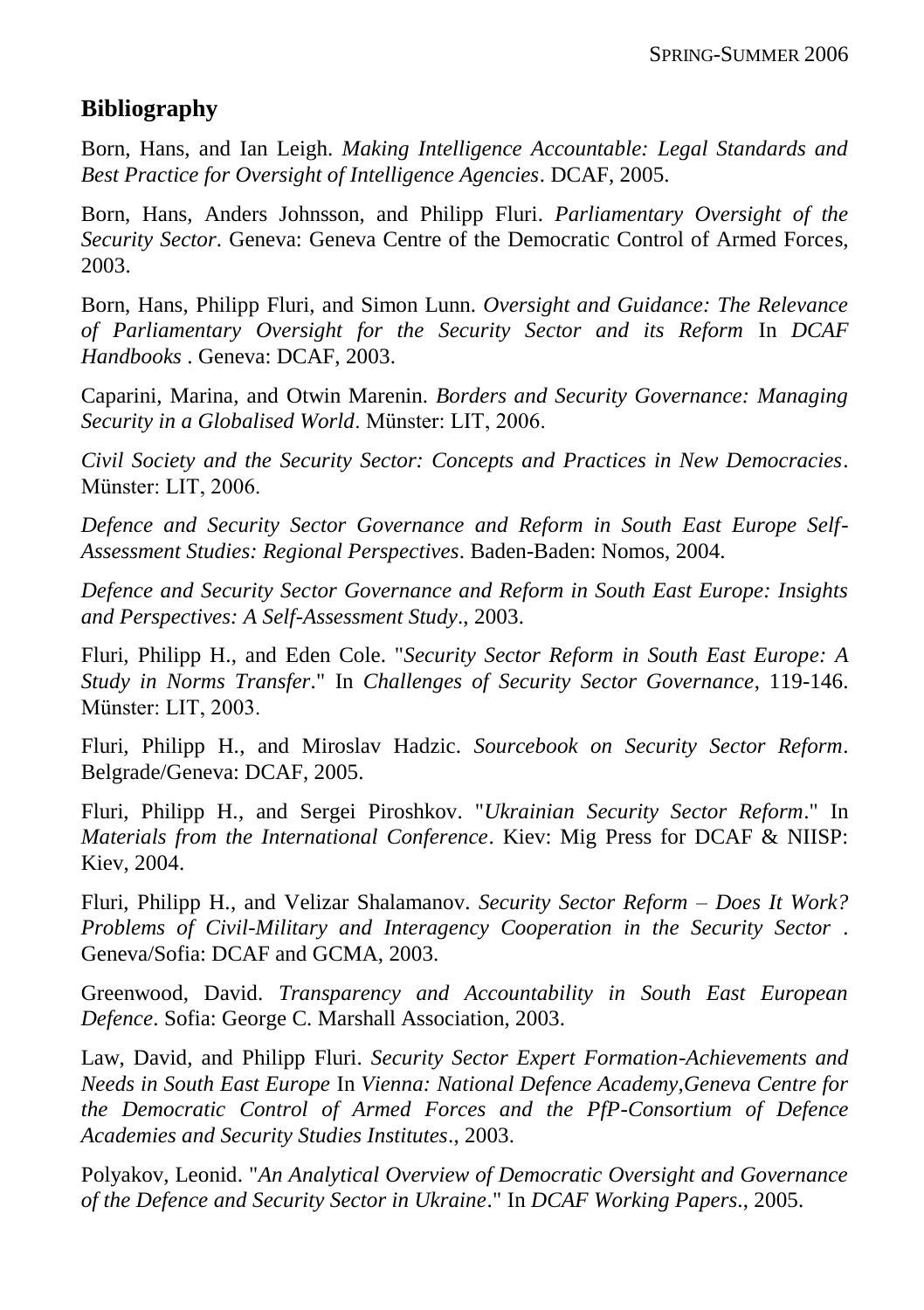## Bibliography

Born, Hans, and Ian Leigh. *Making Intelligence Accountable: Legal Standards and Best Practice for Oversight of Intelligence Agencies*. DCAF, 2005.

Born, Hans, Anders Johnsson, and Philipp Fluri. *Parliamentary Oversight of the Security Sector*. Geneva: Geneva Centre of the Democratic Control of Armed Forces, 2003.

Born, Hans, Philipp Fluri, and Simon Lunn. *Oversight and Guidance: The Relevance of Parliamentary Oversight for the Security Sector and its Reform* In *DCAF Handbooks* . Geneva: DCAF, 2003.

Caparini, Marina, and Otwin Marenin. *Borders and Security Governance: Managing Security in a Globalised World*. Münster: LIT, 2006.

*Civil Society and the Security Sector: Concepts and Practices in New Democracies*. Münster: LIT, 2006.

*Defence and Security Sector Governance and Reform in South East Europe Self-Assessment Studies: Regional Perspectives*. Baden-Baden: Nomos, 2004.

*Defence and Security Sector Governance and Reform in South East Europe: Insights and Perspectives: A Self-Assessment Study*., 2003.

Fluri, Philipp H., and Eden Cole. "*Security Sector Reform in South East Europe: A Study in Norms Transfer*." In *Challenges of Security Sector Governance*, 119-146. Münster: LIT, 2003.

Fluri, Philipp H., and Miroslav Hadzic. *Sourcebook on Security Sector Reform*. Belgrade/Geneva: DCAF, 2005.

Fluri, Philipp H., and Sergei Piroshkov. "*Ukrainian Security Sector Reform*." In *Materials from the International Conference*. Kiev: Mig Press for DCAF & NIISP: Kiev, 2004.

Fluri, Philipp H., and Velizar Shalamanov. *Security Sector Reform – Does It Work? Problems of Civil-Military and Interagency Cooperation in the Security Sector* . Geneva/Sofia: DCAF and GCMA, 2003.

Greenwood, David. *Transparency and Accountability in South East European Defence*. Sofia: George C. Marshall Association, 2003.

Law, David, and Philipp Fluri. *Security Sector Expert Formation-Achievements and Needs in South East Europe* In *Vienna: National Defence Academy,Geneva Centre for the Democratic Control of Armed Forces and the PfP-Consortium of Defence Academies and Security Studies Institutes*., 2003.

Polyakov, Leonid. "*An Analytical Overview of Democratic Oversight and Governance of the Defence and Security Sector in Ukraine*." In *DCAF Working Papers*., 2005.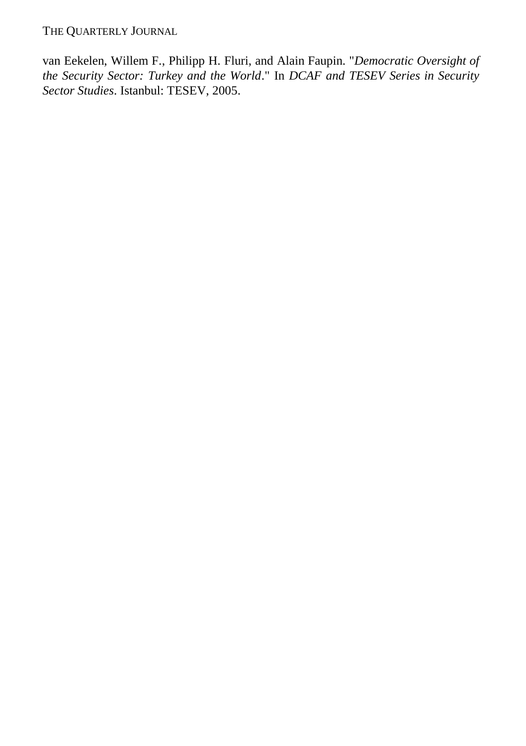van Eekelen, Willem F., Philipp H. Fluri, and Alain Faupin. "*Democratic Oversight of the Security Sector: Turkey and the World*." In *DCAF and TESEV Series in Security Sector Studies*. Istanbul: TESEV, 2005.